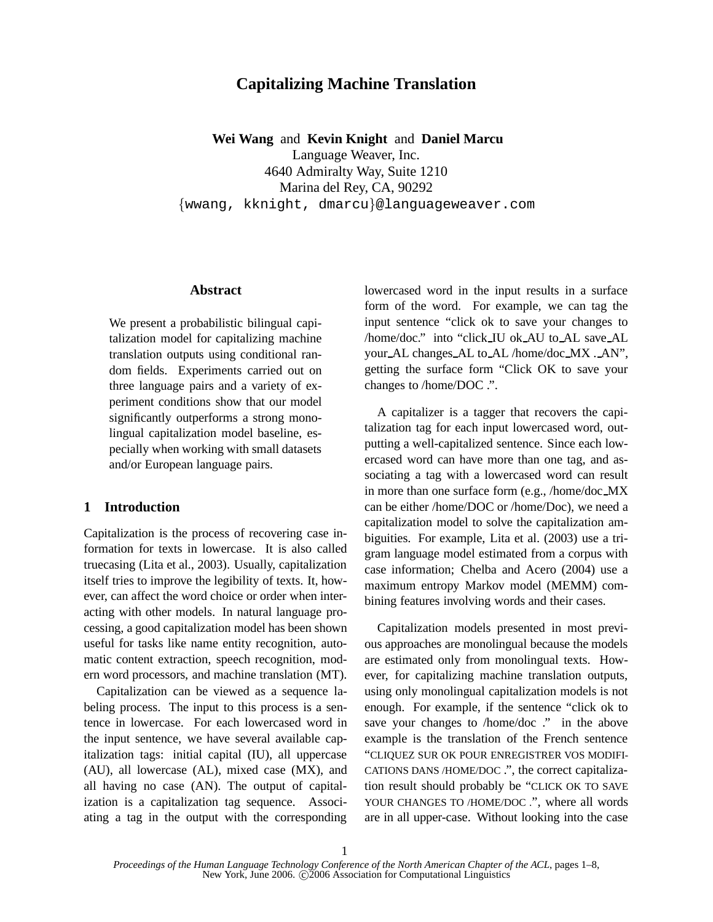# Capitalizing Machine Translation

**Wei Wang** and **Kevin Knight** and **Daniel Marcu**
Language Weaver, Inc.
4640 Admiralty Way, Suite 1210
Marina del Rey, CA, 90292
{wwang, kknight, dmarcu}@languageweaver.com

## Abstract

We present a probabilistic bilingual capitalization model for capitalizing machine translation outputs using conditional random fields. Experiments carried out on three language pairs and a variety of experiment conditions show that our model significantly outperforms a strong monolingual capitalization model baseline, especially when working with small datasets and/or European language pairs.

## 1 Introduction

Capitalization is the process of recovering case information for texts in lowercase. It is also called truecasing (Lita et al., 2003). Usually, capitalization itself tries to improve the legibility of texts. It, however, can affect the word choice or order when interacting with other models. In natural language processing, a good capitalization model has been shown useful for tasks like name entity recognition, automatic content extraction, speech recognition, modern word processors, and machine translation (MT).

Capitalization can be viewed as a sequence labeling process. The input to this process is a sentence in lowercase. For each lowercased word in the input sentence, we have several available capitalization tags: initial capital (IU), all uppercase (AU), all lowercase (AL), mixed case (MX), and all having no case (AN). The output of capitalization is a capitalization tag sequence. Associating a tag in the output with the corresponding lowercased word in the input results in a surface form of the word. For example, we can tag the input sentence "click ok to save your changes to /home/doc." into "click_IU ok_AU to_AL save_AL your_AL changes_AL to_AL /home/doc_MX ._AN", getting the surface form "Click OK to save your changes to /home/DOC .".

A capitalizer is a tagger that recovers the capitalization tag for each input lowercased word, outputting a well-capitalized sentence. Since each lowercased word can have more than one tag, and associating a tag with a lowercased word can result in more than one surface form (e.g., /home/doc_MX can be either /home/DOC or /home/Doc), we need a capitalization model to solve the capitalization ambiguities. For example, Lita et al. (2003) use a trigram language model estimated from a corpus with case information; Chelba and Acero (2004) use a maximum entropy Markov model (MEMM) combining features involving words and their cases.

Capitalization models presented in most previous approaches are monolingual because the models are estimated only from monolingual texts. However, for capitalizing machine translation outputs, using only monolingual capitalization models is not enough. For example, if the sentence "click ok to save your changes to /home/doc ." in the above example is the translation of the French sentence "CLIQUEZ SUR OK POUR ENREGISTRER VOS MODIFICATIONS DANS /HOME/DOC .", the correct capitalization result should probably be "CLICK OK TO SAVE YOUR CHANGES TO /HOME/DOC .", where all words are in all upper-case. Without looking into the case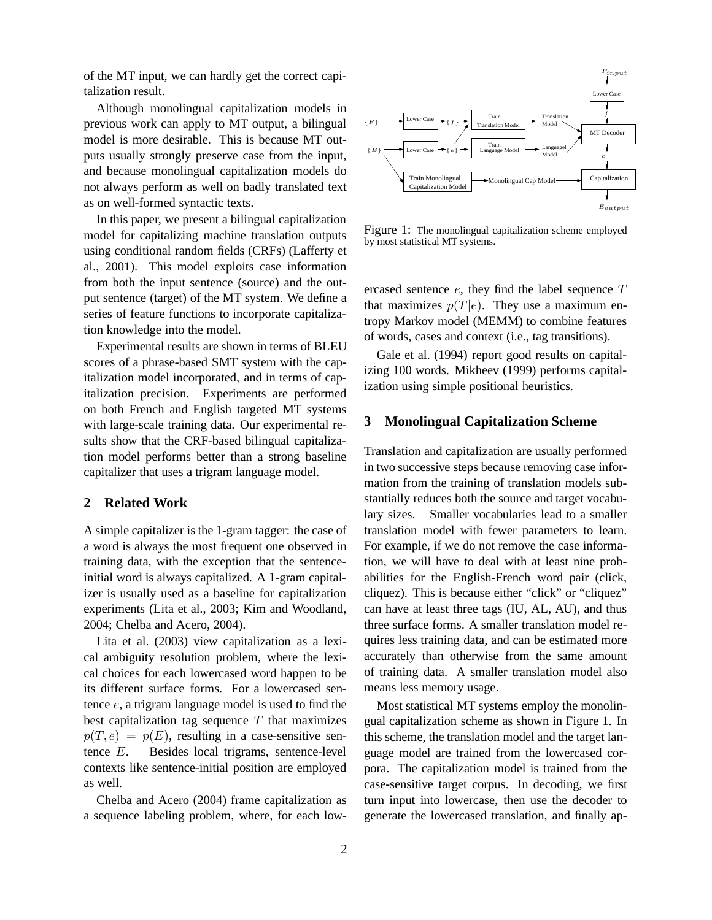of the MT input, we can hardly get the correct capitalization result.

Although monolingual capitalization models in previous work can apply to MT output, a bilingual model is more desirable. This is because MT outputs usually strongly preserve case from the input, and because monolingual capitalization models do not always perform as well on badly translated text as on well-formed syntactic texts.

In this paper, we present a bilingual capitalization model for capitalizing machine translation outputs using conditional random fields (CRFs) (Lafferty et al., 2001). This model exploits case information from both the input sentence (source) and the output sentence (target) of the MT system. We define a series of feature functions to incorporate capitalization knowledge into the model.

Experimental results are shown in terms of BLEU scores of a phrase-based SMT system with the capitalization model incorporated, and in terms of capitalization precision. Experiments are performed on both French and English targeted MT systems with large-scale training data. Our experimental results show that the CRF-based bilingual capitalization model performs better than a strong baseline capitalizer that uses a trigram language model.

## 2 Related Work

A simple capitalizer is the 1-gram tagger: the case of a word is always the most frequent one observed in training data, with the exception that the sentence-initial word is always capitalized. A 1-gram capitalizer is usually used as a baseline for capitalization experiments (Lita et al., 2003; Kim and Woodland, 2004; Chelba and Acero, 2004).

Lita et al. (2003) view capitalization as a lexical ambiguity resolution problem, where the lexical choices for each lowercased word happen to be its different surface forms. For a lowercased sentence $e$, a trigram language model is used to find the best capitalization tag sequence $T$ that maximizes $p(T, e) = p(E)$, resulting in a case-sensitive sentence $E$. Besides local trigrams, sentence-level contexts like sentence-initial position are employed as well.

Chelba and Acero (2004) frame capitalization as a sequence labeling problem, where, for each lowercased sentence $e$, they find the label sequence $T$ that maximizes $p(T|e)$. They use a maximum entropy Markov model (MEMM) to combine features of words, cases and context (i.e., tag transitions).

Gale et al. (1994) report good results on capitalizing 100 words. Mikheev (1999) performs capitalization using simple positional heuristics.

Figure 1: The monolingual capitalization scheme employed by most statistical MT systems.

## 3 Monolingual Capitalization Scheme

Translation and capitalization are usually performed in two successive steps because removing case information from the training of translation models substantially reduces both the source and target vocabulary sizes. Smaller vocabularies lead to a smaller translation model with fewer parameters to learn. For example, if we do not remove the case information, we will have to deal with at least nine probabilities for the English-French word pair (click, cliquez). This is because either "click" or "cliquez" can have at least three tags (IU, AL, AU), and thus three surface forms. A smaller translation model requires less training data, and can be estimated more accurately than otherwise from the same amount of training data. A smaller translation model also means less memory usage.

Most statistical MT systems employ the monolingual capitalization scheme as shown in Figure 1. In this scheme, the translation model and the target language model are trained from the lowercased corpora. The capitalization model is trained from the case-sensitive target corpus. In decoding, we first turn input into lowercase, then use the decoder to generate the lowercased translation, and finally ap-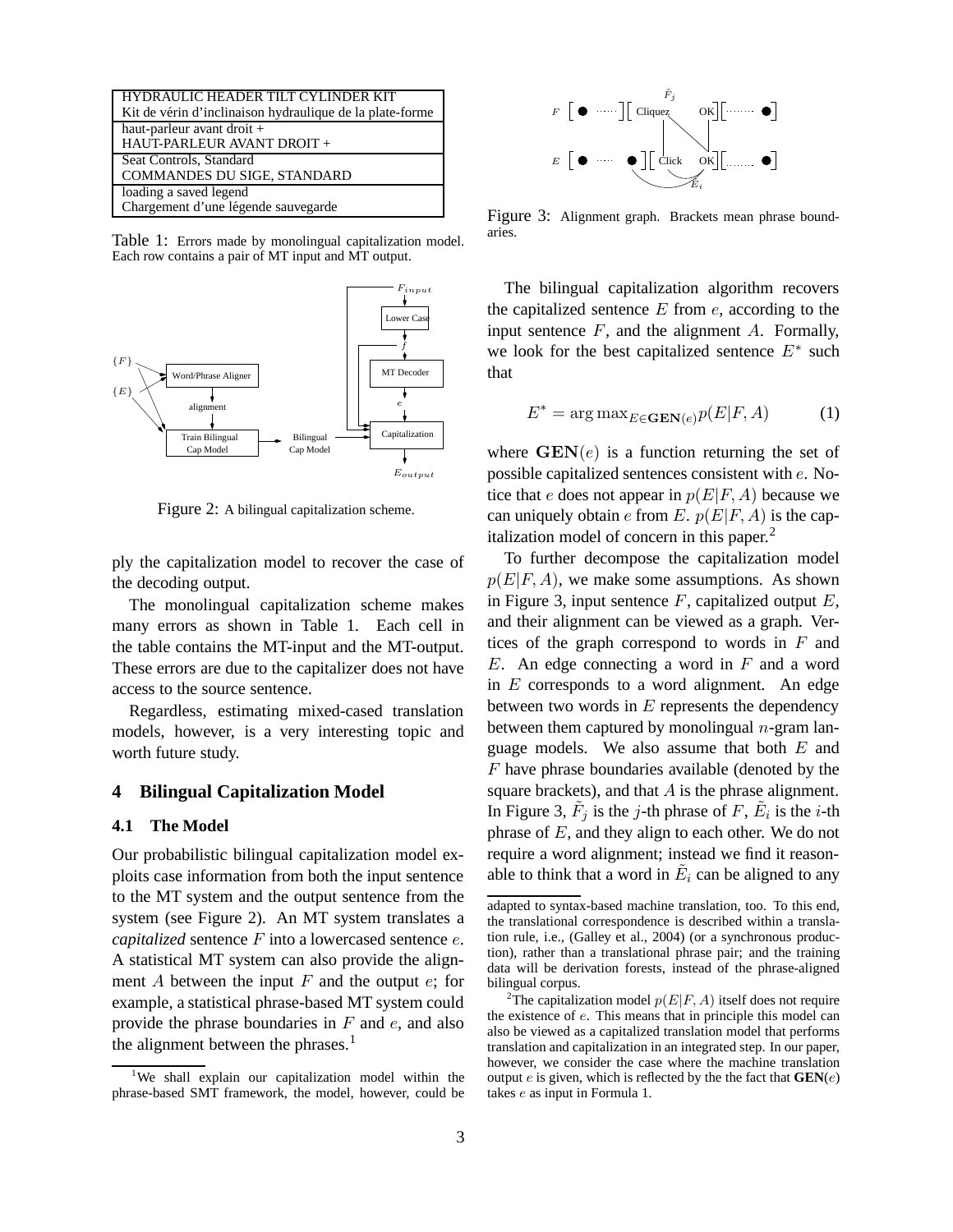| HYDRAULIC HEADER TILT CYLINDER KIT |
|---|
| Kit de vérin d'inclinaison hydraulique de la plate-forme |
| haut-parleur avant droit + |
| HAUT-PARLEUR AVANT DROIT + |
| Seat Controls, Standard |
| COMMANDES DU SIGE, STANDARD |
| loading a saved legend |
| Chargement d'une légende sauvegarde |

Table 1: Errors made by monolingual capitalization model. Each row contains a pair of MT input and MT output.

Figure 2: A bilingual capitalization scheme.

ply the capitalization model to recover the case of the decoding output.

The monolingual capitalization scheme makes many errors as shown in Table 1. Each cell in the table contains the MT-input and the MT-output. These errors are due to the capitalizer does not have access to the source sentence.

Regardless, estimating mixed-cased translation models, however, is a very interesting topic and worth future study.

## 4 Bilingual Capitalization Model

### 4.1 The Model

Our probabilistic bilingual capitalization model exploits case information from both the input sentence to the MT system and the output sentence from the system (see Figure 2). An MT system translates a *capitalized* sentence $F$ into a lowercased sentence $e$. A statistical MT system can also provide the alignment $A$ between the input $F$ and the output $e$; for example, a statistical phrase-based MT system could provide the phrase boundaries in $F$ and $e$, and also the alignment between the phrases.[1]

Figure 3: Alignment graph. Brackets mean phrase boundaries.

The bilingual capitalization algorithm recovers the capitalized sentence $E$ from $e$, according to the input sentence $F$, and the alignment $A$. Formally, we look for the best capitalized sentence $E^*$ such that

$$E^* = \arg\max_{E \in \mathbf{GEN}(e)} p(E|F, A) \tag{1}$$

where $\mathbf{GEN}(e)$ is a function returning the set of possible capitalized sentences consistent with $e$. Notice that $e$ does not appear in $p(E|F, A)$ because we can uniquely obtain $e$ from $E$. $p(E|F, A)$ is the capitalization model of concern in this paper.[2]

To further decompose the capitalization model $p(E|F, A)$, we make some assumptions. As shown in Figure 3, input sentence $F$, capitalized output $E$, and their alignment can be viewed as a graph. Vertices of the graph correspond to words in $F$ and $E$. An edge connecting a word in $F$ and a word in $E$ corresponds to a word alignment. An edge between two words in $E$ represents the dependency between them captured by monolingual $n$-gram language models. We also assume that both $E$ and $F$ have phrase boundaries available (denoted by the square brackets), and that $A$ is the phrase alignment. In Figure 3, $\tilde{F}_j$ is the $j$-th phrase of $F$, $\tilde{E}_i$ is the $i$-th phrase of $E$, and they align to each other. We do not require a word alignment; instead we find it reasonable to think that a word in $\tilde{E}_i$ can be aligned to any

[1] We shall explain our capitalization model within the phrase-based SMT framework, the model, however, could be adapted to syntax-based machine translation, too. To this end, the translational correspondence is described within a translation rule, i.e., (Galley et al., 2004) (or a synchronous production), rather than a translational phrase pair; and the training data will be derivation forests, instead of the phrase-aligned bilingual corpus.

[2] The capitalization model $p(E|F, A)$ itself does not require the existence of $e$. This means that in principle this model can also be viewed as a capitalized translation model that performs translation and capitalization in an integrated step. In our paper, however, we consider the case where the machine translation output $e$ is given, which is reflected by the the fact that **GEN**($e$) takes $e$ as input in Formula 1.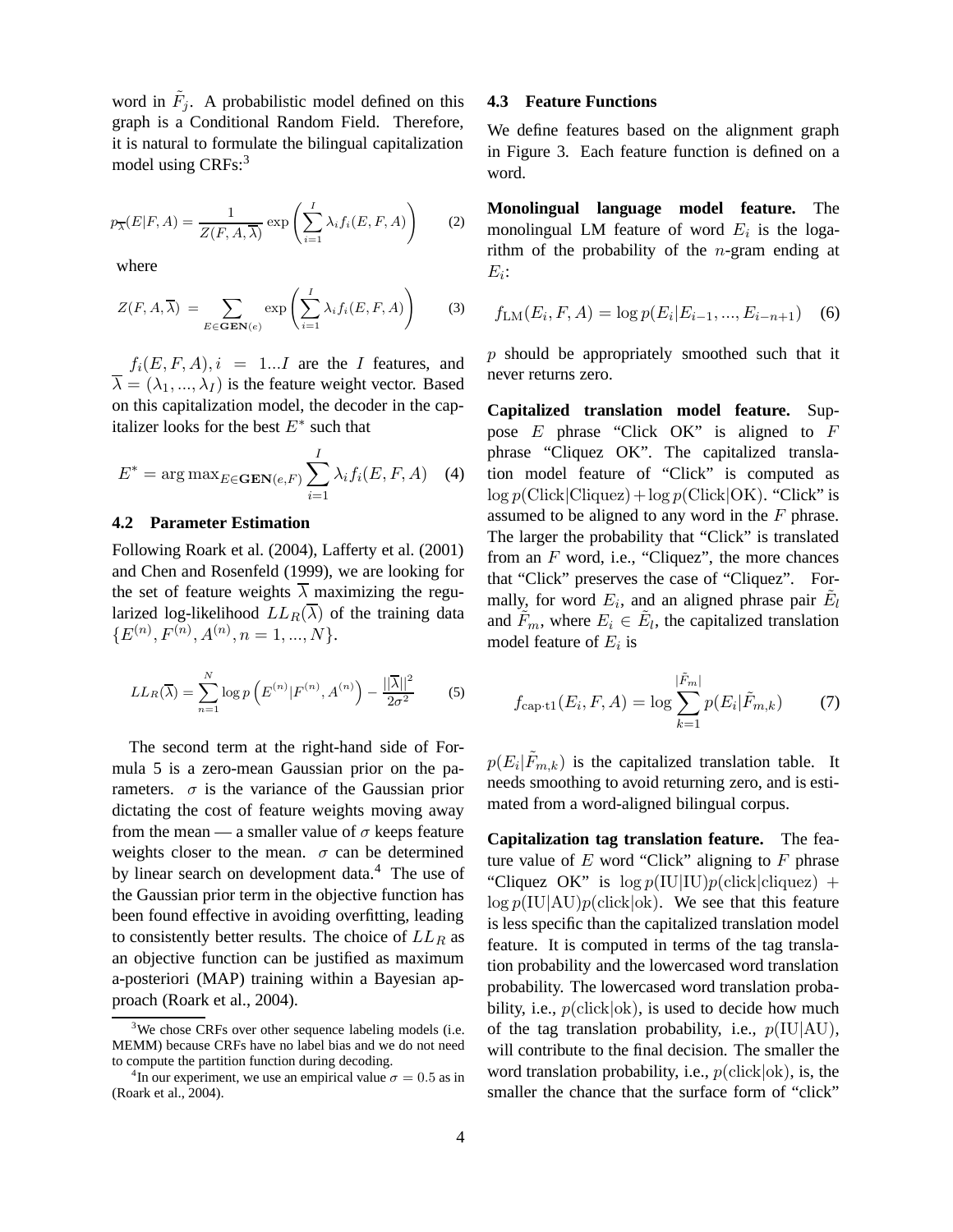word in $\tilde{F}_j$. A probabilistic model defined on this graph is a Conditional Random Field. Therefore, it is natural to formulate the bilingual capitalization model using CRFs:[3]

$$p_{\overline{\lambda}}(E|F, A) = \frac{1}{Z(F, A, \overline{\lambda})} \exp\left(\sum_{i=1}^{I} \lambda_i f_i(E, F, A)\right) \quad (2)$$

where

$$Z(F, A, \overline{\lambda}) = \sum_{E \in \mathbf{GEN}(e)} \exp\left(\sum_{i=1}^{I} \lambda_i f_i(E, F, A)\right) \quad (3)$$

$f_i(E, F, A), i = 1...I$ are the $I$ features, and $\overline{\lambda} = (\lambda_1, ..., \lambda_I)$ is the feature weight vector. Based on this capitalization model, the decoder in the capitalizer looks for the best $E^*$ such that

$$E^* = \arg\max_{E \in \mathbf{GEN}(e,F)} \sum_{i=1}^{I} \lambda_i f_i(E, F, A) \quad (4)$$

### 4.2 Parameter Estimation

Following Roark et al. (2004), Lafferty et al. (2001) and Chen and Rosenfeld (1999), we are looking for the set of feature weights $\overline{\lambda}$ maximizing the regularized log-likelihood $LL_R(\overline{\lambda})$ of the training data $\{E^{(n)}, F^{(n)}, A^{(n)}, n = 1, ..., N\}$.

$$LL_R(\overline{\lambda}) = \sum_{n=1}^{N} \log p\left(E^{(n)}|F^{(n)}, A^{(n)}\right) - \frac{||\overline{\lambda}||^2}{2\sigma^2} \quad (5)$$

The second term at the right-hand side of Formula 5 is a zero-mean Gaussian prior on the parameters. $\sigma$ is the variance of the Gaussian prior dictating the cost of feature weights moving away from the mean — a smaller value of $\sigma$ keeps feature weights closer to the mean. $\sigma$ can be determined by linear search on development data.[4] The use of the Gaussian prior term in the objective function has been found effective in avoiding overfitting, leading to consistently better results. The choice of $LL_R$ as an objective function can be justified as maximum a-posteriori (MAP) training within a Bayesian approach (Roark et al., 2004).

[3] We chose CRFs over other sequence labeling models (i.e. MEMM) because CRFs have no label bias and we do not need to compute the partition function during decoding.

[4] In our experiment, we use an empirical value $\sigma = 0.5$ as in (Roark et al., 2004).

### 4.3 Feature Functions

We define features based on the alignment graph in Figure 3. Each feature function is defined on a word.

**Monolingual language model feature.** The monolingual LM feature of word $E_i$ is the logarithm of the probability of the $n$-gram ending at $E_i$:

$$f_{\text{LM}}(E_i, F, A) = \log p(E_i|E_{i-1}, ..., E_{i-n+1}) \quad (6)$$

$p$ should be appropriately smoothed such that it never returns zero.

**Capitalized translation model feature.** Suppose $E$ phrase "Click OK" is aligned to $F$ phrase "Cliquez OK". The capitalized translation model feature of "Click" is computed as $\log p(\text{Click}|\text{Cliquez}) + \log p(\text{Click}|\text{OK})$. "Click" is assumed to be aligned to any word in the $F$ phrase. The larger the probability that "Click" is translated from an $F$ word, i.e., "Cliquez", the more chances that "Click" preserves the case of "Cliquez". Formally, for word $E_i$, and an aligned phrase pair $\tilde{E}_l$ and $\tilde{F}_m$, where $E_i \in \tilde{E}_l$, the capitalized translation model feature of $E_i$ is

$$f_{\text{cap}\cdot\text{t1}}(E_i, F, A) = \log \sum_{k=1}^{|\tilde{F}_m|} p(E_i|\tilde{F}_{m,k}) \quad (7)$$

$p(E_i|\tilde{F}_{m,k})$ is the capitalized translation table. It needs smoothing to avoid returning zero, and is estimated from a word-aligned bilingual corpus.

**Capitalization tag translation feature.** The feature value of $E$ word "Click" aligning to $F$ phrase "Cliquez OK" is $\log p(\text{IU}|\text{IU})p(\text{click}|\text{cliquez}) + \log p(\text{IU}|\text{AU})p(\text{click}|\text{ok})$. We see that this feature is less specific than the capitalized translation model feature. It is computed in terms of the tag translation probability and the lowercased word translation probability. The lowercased word translation probability, i.e., $p(\text{click}|\text{ok})$, is used to decide how much of the tag translation probability, i.e., $p(\text{IU}|\text{AU})$, will contribute to the final decision. The smaller the word translation probability, i.e., $p(\text{click}|\text{ok})$, is, the smaller the chance that the surface form of "click"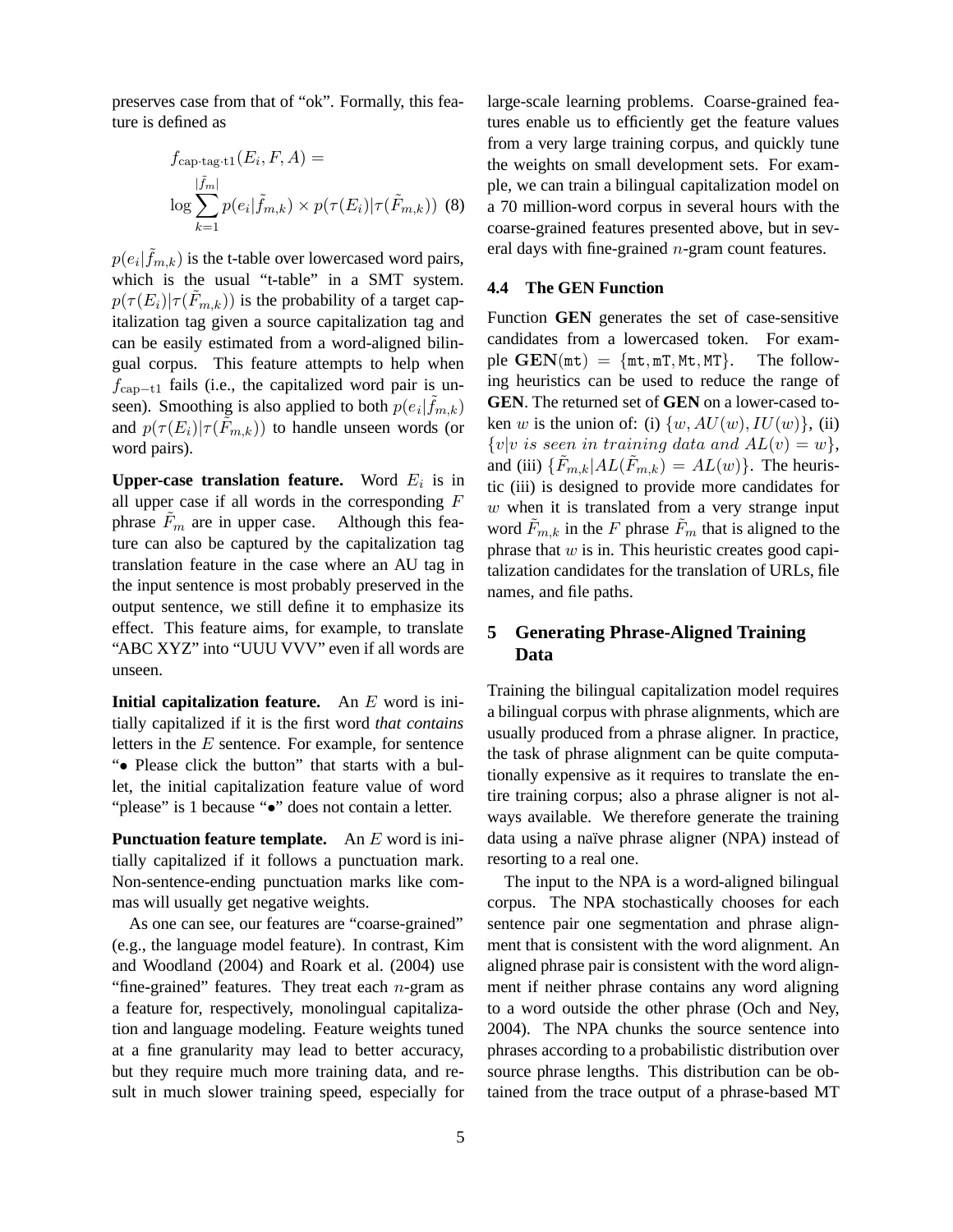preserves case from that of "ok". Formally, this feature is defined as

$$f_{\text{cap}\cdot\text{tag}\cdot\text{t1}}(E_i, F, A) = \log \sum_{k=1}^{|\tilde{f}_m|} p(e_i|\tilde{f}_{m,k}) \times p(\tau(E_i)|\tau(\tilde{F}_{m,k})) \quad (8)$$

$p(e_i|\tilde{f}_{m,k})$ is the t-table over lowercased word pairs, which is the usual "t-table" in a SMT system. $p(\tau(E_i)|\tau(\tilde{F}_{m,k}))$ is the probability of a target capitalization tag given a source capitalization tag and can be easily estimated from a word-aligned bilingual corpus. This feature attempts to help when $f_{\text{cap}-\text{t1}}$ fails (i.e., the capitalized word pair is unseen). Smoothing is also applied to both $p(e_i|\tilde{f}_{m,k})$ and $p(\tau(E_i)|\tau(\tilde{F}_{m,k}))$ to handle unseen words (or word pairs).

**Upper-case translation feature.** Word $E_i$ is in all upper case if all words in the corresponding $F$ phrase $\tilde{F}_m$ are in upper case. Although this feature can also be captured by the capitalization tag translation feature in the case where an AU tag in the input sentence is most probably preserved in the output sentence, we still define it to emphasize its effect. This feature aims, for example, to translate "ABC XYZ" into "UUU VVV" even if all words are unseen.

**Initial capitalization feature.** An $E$ word is initially capitalized if it is the first word *that contains* letters in the $E$ sentence. For example, for sentence "• Please click the button" that starts with a bullet, the initial capitalization feature value of word "please" is 1 because "•" does not contain a letter.

**Punctuation feature template.** An $E$ word is initially capitalized if it follows a punctuation mark. Non-sentence-ending punctuation marks like commas will usually get negative weights.

As one can see, our features are "coarse-grained" (e.g., the language model feature). In contrast, Kim and Woodland (2004) and Roark et al. (2004) use "fine-grained" features. They treat each $n$-gram as a feature for, respectively, monolingual capitalization and language modeling. Feature weights tuned at a fine granularity may lead to better accuracy, but they require much more training data, and result in much slower training speed, especially for large-scale learning problems. Coarse-grained features enable us to efficiently get the feature values from a very large training corpus, and quickly tune the weights on small development sets. For example, we can train a bilingual capitalization model on a 70 million-word corpus in several hours with the coarse-grained features presented above, but in several days with fine-grained $n$-gram count features.

### 4.4 The GEN Function

Function **GEN** generates the set of case-sensitive candidates from a lowercased token. For example $\mathbf{GEN}(\texttt{mt}) = \{\texttt{mt}, \texttt{mT}, \texttt{Mt}, \texttt{MT}\}$. The following heuristics can be used to reduce the range of **GEN**. The returned set of **GEN** on a lower-cased token $w$ is the union of: (i) $\{w, AU(w), IU(w)\}$, (ii) $\{v|v \textit{ is seen in training data and } AL(v) = w\}$, and (iii) $\{\tilde{F}_{m,k}|AL(\tilde{F}_{m,k}) = AL(w)\}$. The heuristic (iii) is designed to provide more candidates for $w$ when it is translated from a very strange input word $\tilde{F}_{m,k}$ in the $F$ phrase $\tilde{F}_m$ that is aligned to the phrase that $w$ is in. This heuristic creates good capitalization candidates for the translation of URLs, file names, and file paths.

## 5 Generating Phrase-Aligned Training Data

Training the bilingual capitalization model requires a bilingual corpus with phrase alignments, which are usually produced from a phrase aligner. In practice, the task of phrase alignment can be quite computationally expensive as it requires to translate the entire training corpus; also a phrase aligner is not always available. We therefore generate the training data using a naïve phrase aligner (NPA) instead of resorting to a real one.

The input to the NPA is a word-aligned bilingual corpus. The NPA stochastically chooses for each sentence pair one segmentation and phrase alignment that is consistent with the word alignment. An aligned phrase pair is consistent with the word alignment if neither phrase contains any word aligning to a word outside the other phrase (Och and Ney, 2004). The NPA chunks the source sentence into phrases according to a probabilistic distribution over source phrase lengths. This distribution can be obtained from the trace output of a phrase-based MT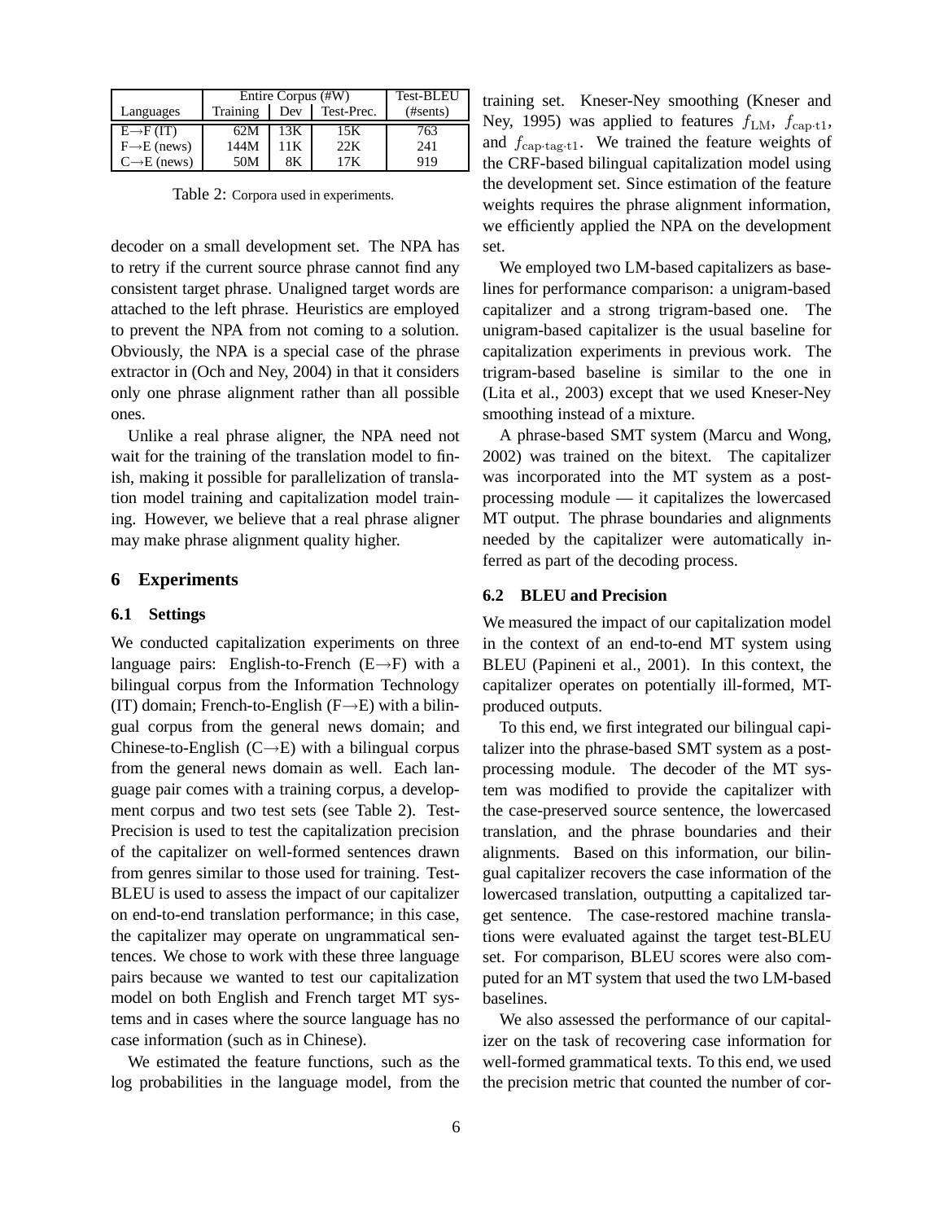| Languages | Entire Corpus (#W) | | | Test-BLEU |
|---|---|---|---|---|
| | Training | Dev | Test-Prec. | (#sents) |
| E→F (IT) | 62M | 13K | 15K | 763 |
| F→E (news) | 144M | 11K | 22K | 241 |
| C→E (news) | 50M | 8K | 17K | 919 |

Table 2: Corpora used in experiments.

decoder on a small development set. The NPA has to retry if the current source phrase cannot find any consistent target phrase. Unaligned target words are attached to the left phrase. Heuristics are employed to prevent the NPA from not coming to a solution. Obviously, the NPA is a special case of the phrase extractor in (Och and Ney, 2004) in that it considers only one phrase alignment rather than all possible ones.

Unlike a real phrase aligner, the NPA need not wait for the training of the translation model to finish, making it possible for parallelization of translation model training and capitalization model training. However, we believe that a real phrase aligner may make phrase alignment quality higher.

## 6 Experiments

### 6.1 Settings

We conducted capitalization experiments on three language pairs: English-to-French (E→F) with a bilingual corpus from the Information Technology (IT) domain; French-to-English (F→E) with a bilingual corpus from the general news domain; and Chinese-to-English (C→E) with a bilingual corpus from the general news domain as well. Each language pair comes with a training corpus, a development corpus and two test sets (see Table 2). Test-Precision is used to test the capitalization precision of the capitalizer on well-formed sentences drawn from genres similar to those used for training. Test-BLEU is used to assess the impact of our capitalizer on end-to-end translation performance; in this case, the capitalizer may operate on ungrammatical sentences. We chose to work with these three language pairs because we wanted to test our capitalization model on both English and French target MT systems and in cases where the source language has no case information (such as in Chinese).

We estimated the feature functions, such as the log probabilities in the language model, from the training set. Kneser-Ney smoothing (Kneser and Ney, 1995) was applied to features $f_{\mathrm{LM}}$, $f_{\mathrm{cap\cdot t1}}$, and $f_{\mathrm{cap\cdot tag\cdot t1}}$. We trained the feature weights of the CRF-based bilingual capitalization model using the development set. Since estimation of the feature weights requires the phrase alignment information, we efficiently applied the NPA on the development set.

We employed two LM-based capitalizers as baselines for performance comparison: a unigram-based capitalizer and a strong trigram-based one. The unigram-based capitalizer is the usual baseline for capitalization experiments in previous work. The trigram-based baseline is similar to the one in (Lita et al., 2003) except that we used Kneser-Ney smoothing instead of a mixture.

A phrase-based SMT system (Marcu and Wong, 2002) was trained on the bitext. The capitalizer was incorporated into the MT system as a post-processing module — it capitalizes the lowercased MT output. The phrase boundaries and alignments needed by the capitalizer were automatically inferred as part of the decoding process.

### 6.2 BLEU and Precision

We measured the impact of our capitalization model in the context of an end-to-end MT system using BLEU (Papineni et al., 2001). In this context, the capitalizer operates on potentially ill-formed, MT-produced outputs.

To this end, we first integrated our bilingual capitalizer into the phrase-based SMT system as a post-processing module. The decoder of the MT system was modified to provide the capitalizer with the case-preserved source sentence, the lowercased translation, and the phrase boundaries and their alignments. Based on this information, our bilingual capitalizer recovers the case information of the lowercased translation, outputting a capitalized target sentence. The case-restored machine translations were evaluated against the target test-BLEU set. For comparison, BLEU scores were also computed for an MT system that used the two LM-based baselines.

We also assessed the performance of our capitalizer on the task of recovering case information for well-formed grammatical texts. To this end, we used the precision metric that counted the number of cor-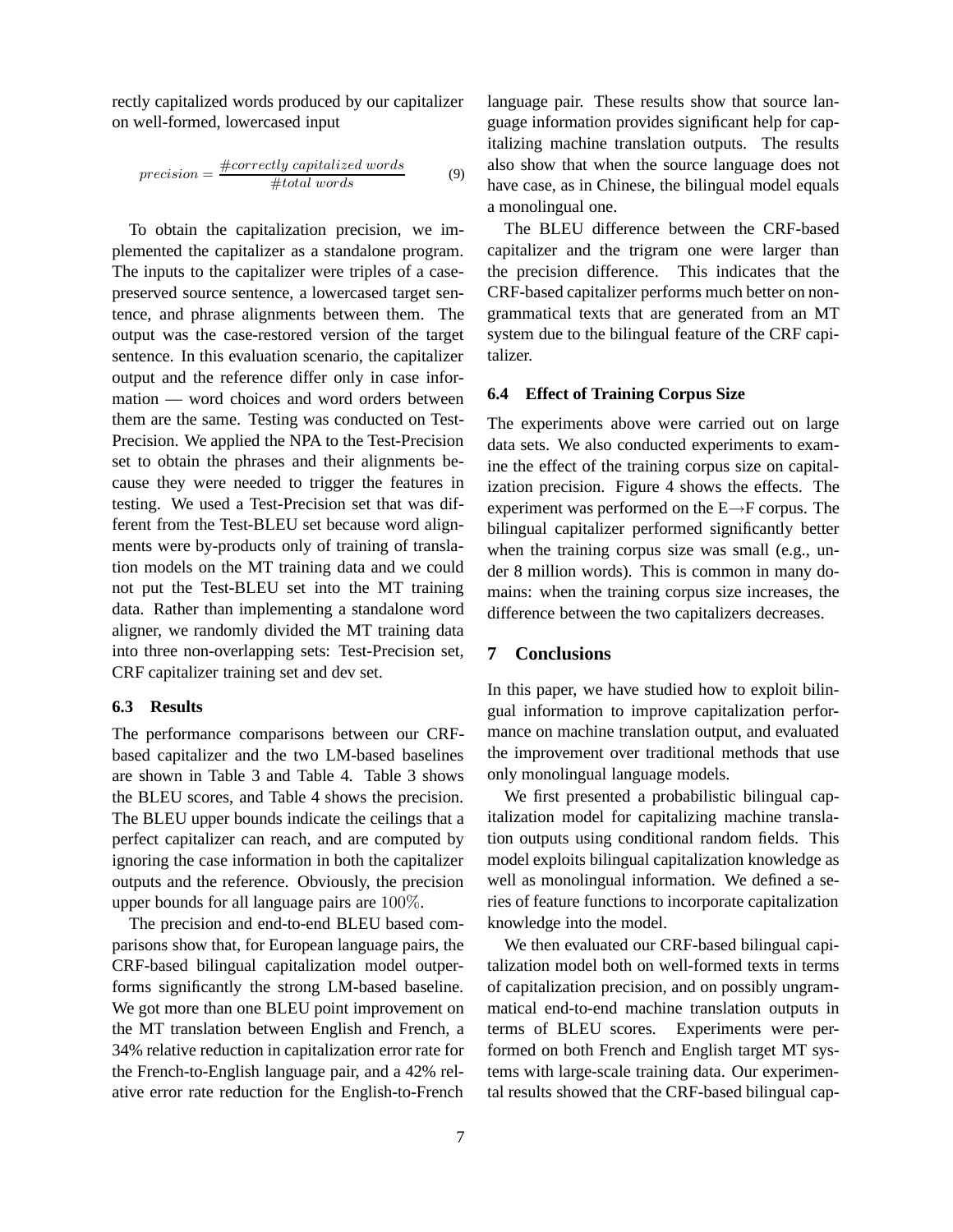rectly capitalized words produced by our capitalizer on well-formed, lowercased input

$$precision = \frac{\#correctly\ capitalized\ words}{\#total\ words} \tag{9}$$

To obtain the capitalization precision, we implemented the capitalizer as a standalone program. The inputs to the capitalizer were triples of a case-preserved source sentence, a lowercased target sentence, and phrase alignments between them. The output was the case-restored version of the target sentence. In this evaluation scenario, the capitalizer output and the reference differ only in case information — word choices and word orders between them are the same. Testing was conducted on Test-Precision. We applied the NPA to the Test-Precision set to obtain the phrases and their alignments because they were needed to trigger the features in testing. We used a Test-Precision set that was different from the Test-BLEU set because word alignments were by-products only of training of translation models on the MT training data and we could not put the Test-BLEU set into the MT training data. Rather than implementing a standalone word aligner, we randomly divided the MT training data into three non-overlapping sets: Test-Precision set, CRF capitalizer training set and dev set.

### 6.3 Results

The performance comparisons between our CRF-based capitalizer and the two LM-based baselines are shown in Table 3 and Table 4. Table 3 shows the BLEU scores, and Table 4 shows the precision. The BLEU upper bounds indicate the ceilings that a perfect capitalizer can reach, and are computed by ignoring the case information in both the capitalizer outputs and the reference. Obviously, the precision upper bounds for all language pairs are $100\%$.

The precision and end-to-end BLEU based comparisons show that, for European language pairs, the CRF-based bilingual capitalization model outperforms significantly the strong LM-based baseline. We got more than one BLEU point improvement on the MT translation between English and French, a 34% relative reduction in capitalization error rate for the French-to-English language pair, and a 42% relative error rate reduction for the English-to-French language pair. These results show that source language information provides significant help for capitalizing machine translation outputs. The results also show that when the source language does not have case, as in Chinese, the bilingual model equals a monolingual one.

The BLEU difference between the CRF-based capitalizer and the trigram one were larger than the precision difference. This indicates that the CRF-based capitalizer performs much better on non-grammatical texts that are generated from an MT system due to the bilingual feature of the CRF capitalizer.

### 6.4 Effect of Training Corpus Size

The experiments above were carried out on large data sets. We also conducted experiments to examine the effect of the training corpus size on capitalization precision. Figure 4 shows the effects. The experiment was performed on the E→F corpus. The bilingual capitalizer performed significantly better when the training corpus size was small (e.g., under 8 million words). This is common in many domains: when the training corpus size increases, the difference between the two capitalizers decreases.

## 7 Conclusions

In this paper, we have studied how to exploit bilingual information to improve capitalization performance on machine translation output, and evaluated the improvement over traditional methods that use only monolingual language models.

We first presented a probabilistic bilingual capitalization model for capitalizing machine translation outputs using conditional random fields. This model exploits bilingual capitalization knowledge as well as monolingual information. We defined a series of feature functions to incorporate capitalization knowledge into the model.

We then evaluated our CRF-based bilingual capitalization model both on well-formed texts in terms of capitalization precision, and on possibly ungrammatical end-to-end machine translation outputs in terms of BLEU scores. Experiments were performed on both French and English target MT systems with large-scale training data. Our experimental results showed that the CRF-based bilingual cap-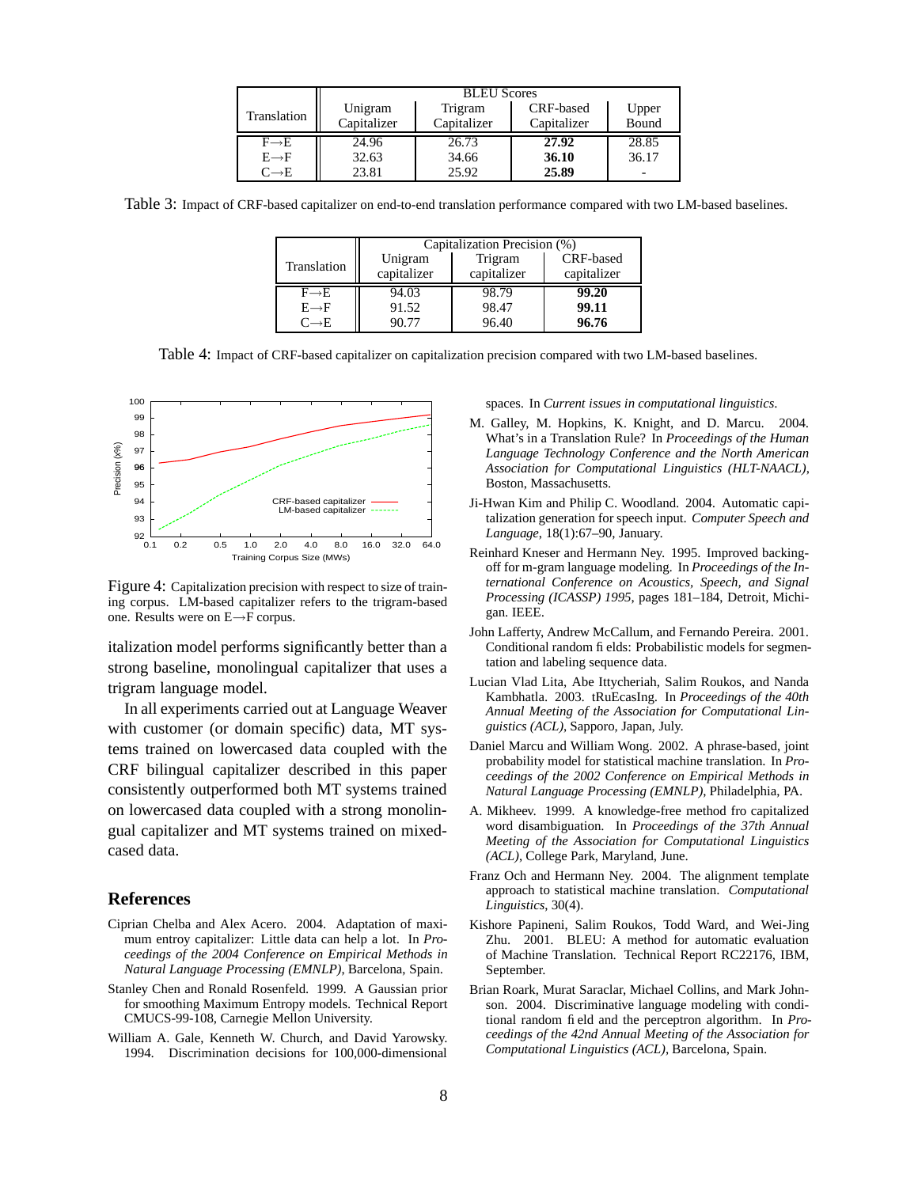| Translation | BLEU Scores | | | |
|---|---|---|---|---|
| | Unigram Capitalizer | Trigram Capitalizer | CRF-based Capitalizer | Upper Bound |
| F→E | 24.96 | 26.73 | **27.92** | 28.85 |
| E→F | 32.63 | 34.66 | **36.10** | 36.17 |
| C→E | 23.81 | 25.92 | **25.89** | - |

Table 3: Impact of CRF-based capitalizer on end-to-end translation performance compared with two LM-based baselines.

| Translation | Capitalization Precision (%) | | |
|---|---|---|---|
| | Unigram capitalizer | Trigram capitalizer | CRF-based capitalizer |
| F→E | 94.03 | 98.79 | **99.20** |
| E→F | 91.52 | 98.47 | **99.11** |
| C→E | 90.77 | 96.40 | **96.76** |

Table 4: Impact of CRF-based capitalizer on capitalization precision compared with two LM-based baselines.

Precision (x%)
100
99
98
97
96
95
94
93
92
0.1 0.2 0.5 1.0 2.0 4.0 8.0 16.0 32.0 64.0
Training Corpus Size (MWs)
CRF-based capitalizer
LM-based capitalizer

Figure 4: Capitalization precision with respect to size of training corpus. LM-based capitalizer refers to the trigram-based one. Results were on E→F corpus.

italization model performs significantly better than a strong baseline, monolingual capitalizer that uses a trigram language model.

In all experiments carried out at Language Weaver with customer (or domain specific) data, MT systems trained on lowercased data coupled with the CRF bilingual capitalizer described in this paper consistently outperformed both MT systems trained on lowercased data coupled with a strong monolingual capitalizer and MT systems trained on mixed-cased data.

## References

Ciprian Chelba and Alex Acero. 2004. Adaptation of maximum entropy capitalizer: Little data can help a lot. In *Proceedings of the 2004 Conference on Empirical Methods in Natural Language Processing (EMNLP)*, Barcelona, Spain.

Stanley Chen and Ronald Rosenfeld. 1999. A Gaussian prior for smoothing Maximum Entropy models. Technical Report CMUCS-99-108, Carnegie Mellon University.

William A. Gale, Kenneth W. Church, and David Yarowsky. 1994. Discrimination decisions for 100,000-dimensional spaces. In *Current issues in computational linguistics*.

M. Galley, M. Hopkins, K. Knight, and D. Marcu. 2004. What's in a Translation Rule? In *Proceedings of the Human Language Technology Conference and the North American Association for Computational Linguistics (HLT-NAACL)*, Boston, Massachusetts.

Ji-Hwan Kim and Philip C. Woodland. 2004. Automatic capitalization generation for speech input. *Computer Speech and Language*, 18(1):67–90, January.

Reinhard Kneser and Hermann Ney. 1995. Improved backing-off for m-gram language modeling. In *Proceedings of the International Conference on Acoustics, Speech, and Signal Processing (ICASSP) 1995*, pages 181–184, Detroit, Michigan. IEEE.

John Lafferty, Andrew McCallum, and Fernando Pereira. 2001. Conditional random fields: Probabilistic models for segmentation and labeling sequence data.

Lucian Vlad Lita, Abe Ittycheriah, Salim Roukos, and Nanda Kambhatla. 2003. tRuEcasIng. In *Proceedings of the 40th Annual Meeting of the Association for Computational Linguistics (ACL)*, Sapporo, Japan, July.

Daniel Marcu and William Wong. 2002. A phrase-based, joint probability model for statistical machine translation. In *Proceedings of the 2002 Conference on Empirical Methods in Natural Language Processing (EMNLP)*, Philadelphia, PA.

A. Mikheev. 1999. A knowledge-free method fro capitalized word disambiguation. In *Proceedings of the 37th Annual Meeting of the Association for Computational Linguistics (ACL)*, College Park, Maryland, June.

Franz Och and Hermann Ney. 2004. The alignment template approach to statistical machine translation. *Computational Linguistics*, 30(4).

Kishore Papineni, Salim Roukos, Todd Ward, and Wei-Jing Zhu. 2001. BLEU: A method for automatic evaluation of Machine Translation. Technical Report RC22176, IBM, September.

Brian Roark, Murat Saraclar, Michael Collins, and Mark Johnson. 2004. Discriminative language modeling with conditional random field and the perceptron algorithm. In *Proceedings of the 42nd Annual Meeting of the Association for Computational Linguistics (ACL)*, Barcelona, Spain.